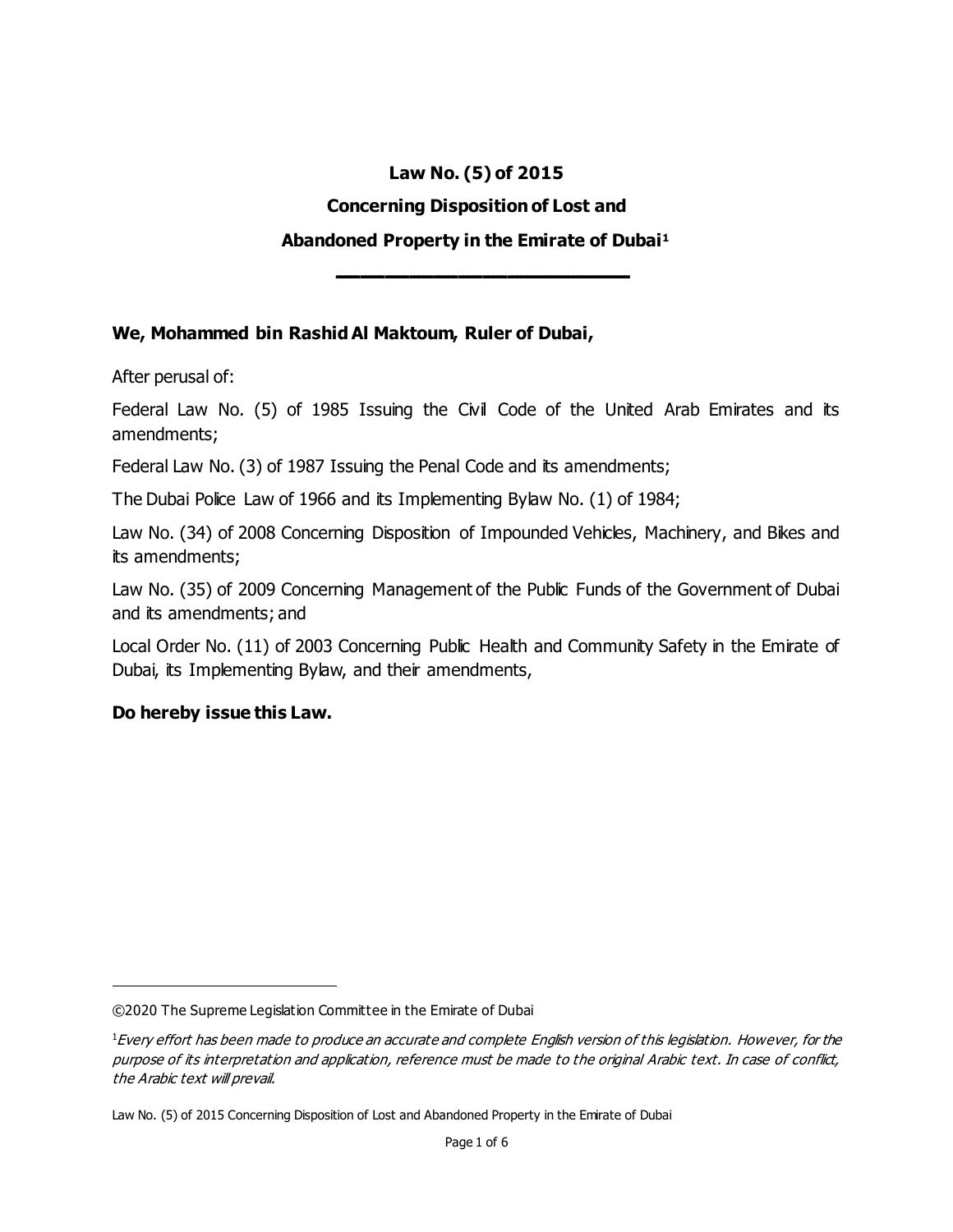# Law No. (5) of 2015
# Concerning Disposition of Lost and Abandoned Property in the Emirate of Dubai[1]

**We, Mohammed bin Rashid Al Maktoum, Ruler of Dubai,**

After perusal of:

Federal Law No. (5) of 1985 Issuing the Civil Code of the United Arab Emirates and its amendments;

Federal Law No. (3) of 1987 Issuing the Penal Code and its amendments;

The Dubai Police Law of 1966 and its Implementing Bylaw No. (1) of 1984;

Law No. (34) of 2008 Concerning Disposition of Impounded Vehicles, Machinery, and Bikes and its amendments;

Law No. (35) of 2009 Concerning Management of the Public Funds of the Government of Dubai and its amendments; and

Local Order No. (11) of 2003 Concerning Public Health and Community Safety in the Emirate of Dubai, its Implementing Bylaw, and their amendments,

**Do hereby issue this Law.**

---

©2020 The Supreme Legislation Committee in the Emirate of Dubai

[1] *Every effort has been made to produce an accurate and complete English version of this legislation. However, for the purpose of its interpretation and application, reference must be made to the original Arabic text. In case of conflict, the Arabic text will prevail.*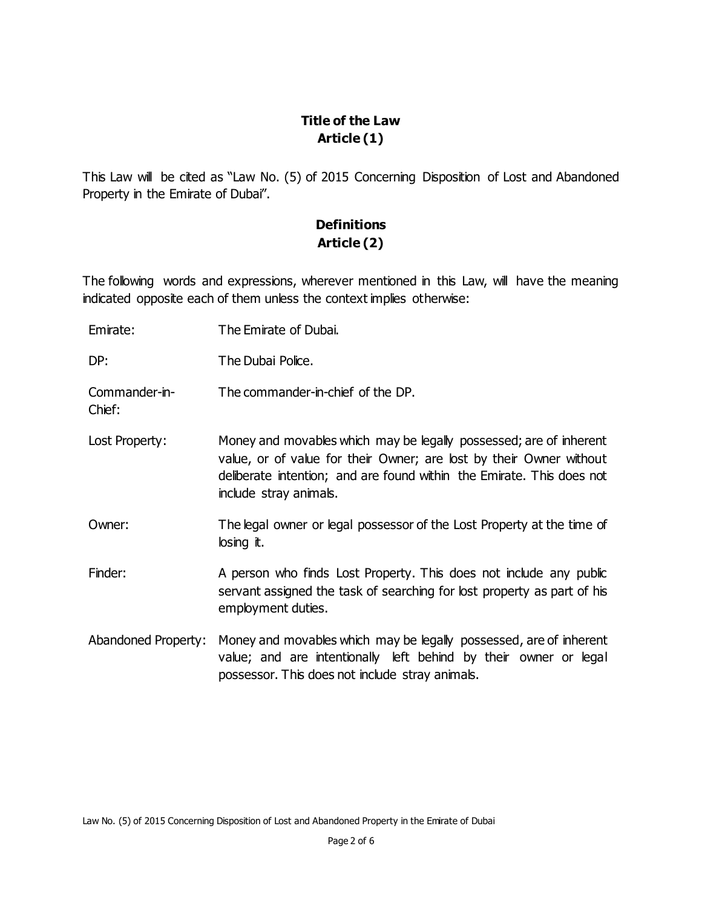## Title of the Law
## Article (1)

This Law will be cited as "Law No. (5) of 2015 Concerning Disposition of Lost and Abandoned Property in the Emirate of Dubai".

## Definitions
## Article (2)

The following words and expressions, wherever mentioned in this Law, will have the meaning indicated opposite each of them unless the context implies otherwise:

| | |
|---|---|
| Emirate: | The Emirate of Dubai. |
| DP: | The Dubai Police. |
| Commander-in-Chief: | The commander-in-chief of the DP. |
| Lost Property: | Money and movables which may be legally possessed; are of inherent value, or of value for their Owner; are lost by their Owner without deliberate intention; and are found within the Emirate. This does not include stray animals. |
| Owner: | The legal owner or legal possessor of the Lost Property at the time of losing it. |
| Finder: | A person who finds Lost Property. This does not include any public servant assigned the task of searching for lost property as part of his employment duties. |
| Abandoned Property: | Money and movables which may be legally possessed, are of inherent value; and are intentionally left behind by their owner or legal possessor. This does not include stray animals. |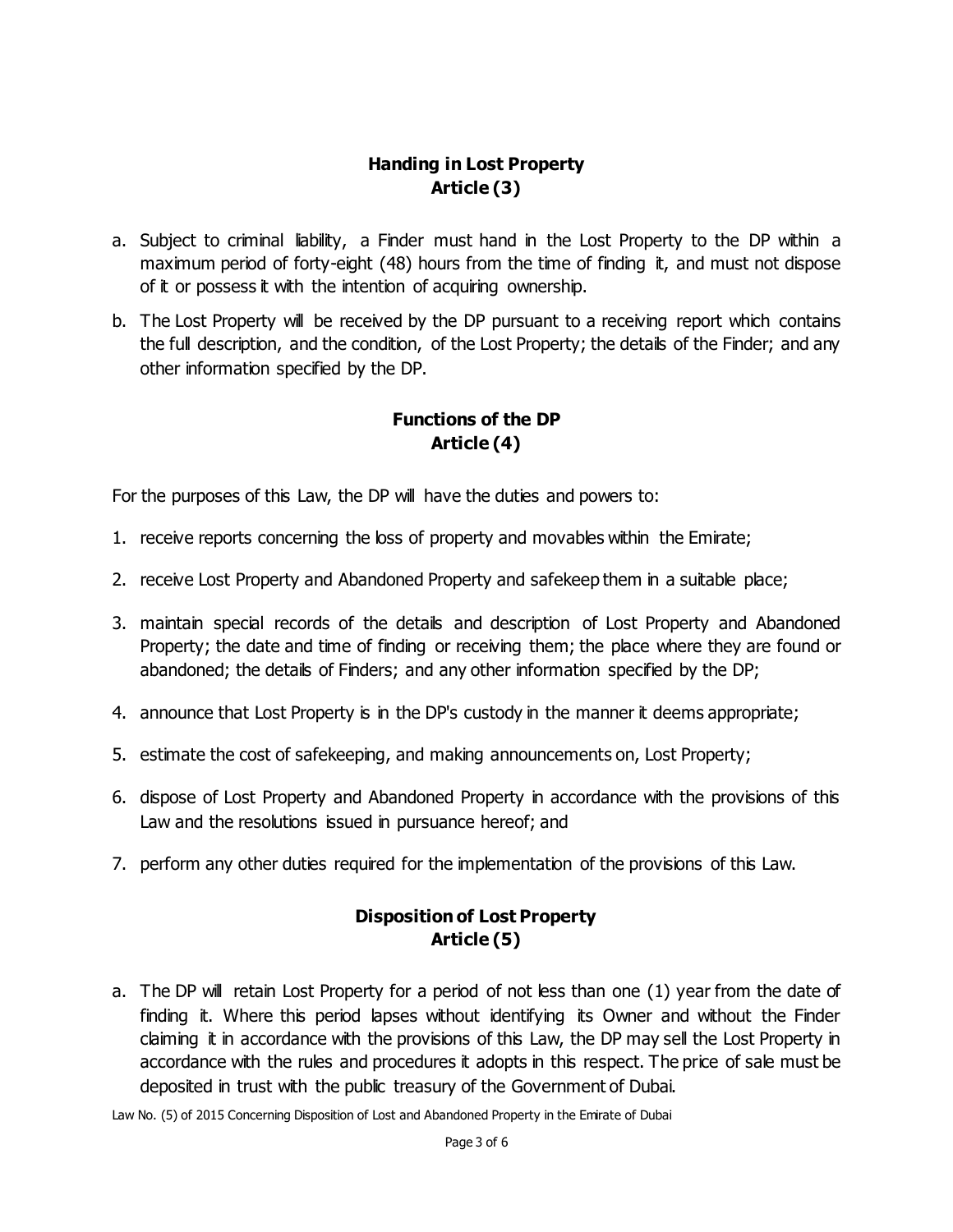## Handing in Lost Property
## Article (3)

a. Subject to criminal liability, a Finder must hand in the Lost Property to the DP within a maximum period of forty-eight (48) hours from the time of finding it, and must not dispose of it or possess it with the intention of acquiring ownership.

b. The Lost Property will be received by the DP pursuant to a receiving report which contains the full description, and the condition, of the Lost Property; the details of the Finder; and any other information specified by the DP.

## Functions of the DP
## Article (4)

For the purposes of this Law, the DP will have the duties and powers to:

1. receive reports concerning the loss of property and movables within the Emirate;
2. receive Lost Property and Abandoned Property and safekeep them in a suitable place;
3. maintain special records of the details and description of Lost Property and Abandoned Property; the date and time of finding or receiving them; the place where they are found or abandoned; the details of Finders; and any other information specified by the DP;
4. announce that Lost Property is in the DP's custody in the manner it deems appropriate;
5. estimate the cost of safekeeping, and making announcements on, Lost Property;
6. dispose of Lost Property and Abandoned Property in accordance with the provisions of this Law and the resolutions issued in pursuance hereof; and
7. perform any other duties required for the implementation of the provisions of this Law.

## Disposition of Lost Property
## Article (5)

a. The DP will retain Lost Property for a period of not less than one (1) year from the date of finding it. Where this period lapses without identifying its Owner and without the Finder claiming it in accordance with the provisions of this Law, the DP may sell the Lost Property in accordance with the rules and procedures it adopts in this respect. The price of sale must be deposited in trust with the public treasury of the Government of Dubai.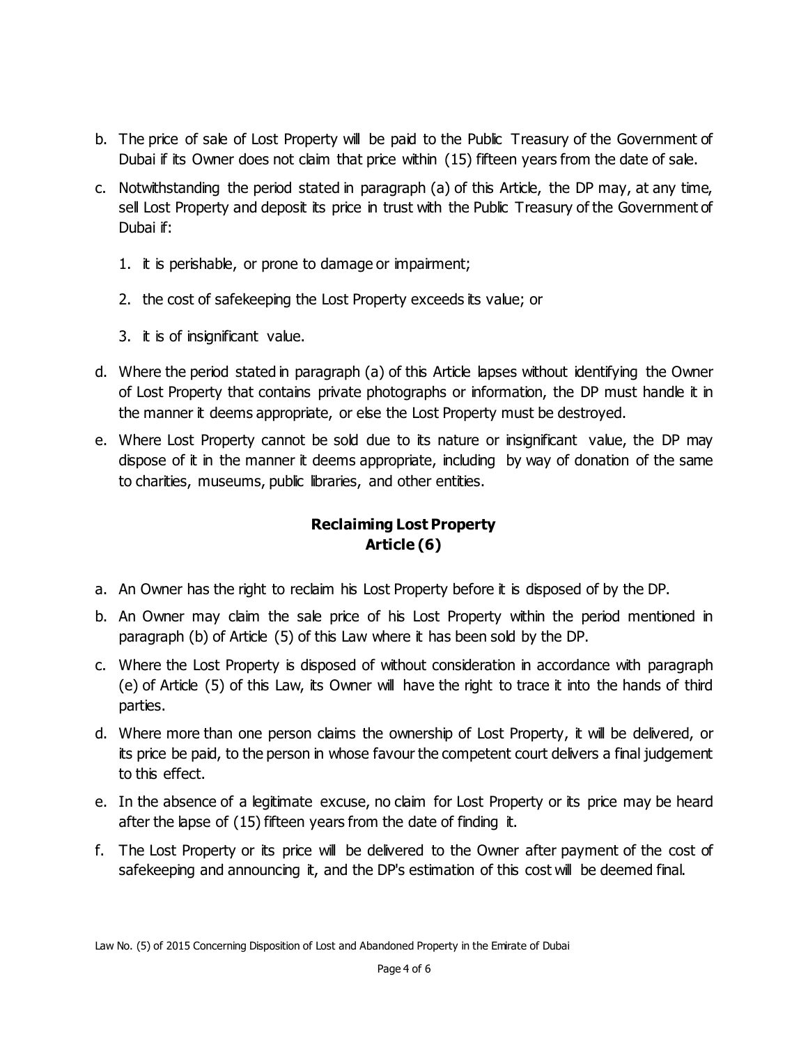b. The price of sale of Lost Property will be paid to the Public Treasury of the Government of Dubai if its Owner does not claim that price within (15) fifteen years from the date of sale.

c. Notwithstanding the period stated in paragraph (a) of this Article, the DP may, at any time, sell Lost Property and deposit its price in trust with the Public Treasury of the Government of Dubai if:

   1. it is perishable, or prone to damage or impairment;

   2. the cost of safekeeping the Lost Property exceeds its value; or

   3. it is of insignificant value.

d. Where the period stated in paragraph (a) of this Article lapses without identifying the Owner of Lost Property that contains private photographs or information, the DP must handle it in the manner it deems appropriate, or else the Lost Property must be destroyed.

e. Where Lost Property cannot be sold due to its nature or insignificant value, the DP may dispose of it in the manner it deems appropriate, including by way of donation of the same to charities, museums, public libraries, and other entities.

## Reclaiming Lost Property
## Article (6)

a. An Owner has the right to reclaim his Lost Property before it is disposed of by the DP.

b. An Owner may claim the sale price of his Lost Property within the period mentioned in paragraph (b) of Article (5) of this Law where it has been sold by the DP.

c. Where the Lost Property is disposed of without consideration in accordance with paragraph (e) of Article (5) of this Law, its Owner will have the right to trace it into the hands of third parties.

d. Where more than one person claims the ownership of Lost Property, it will be delivered, or its price be paid, to the person in whose favour the competent court delivers a final judgement to this effect.

e. In the absence of a legitimate excuse, no claim for Lost Property or its price may be heard after the lapse of (15) fifteen years from the date of finding it.

f. The Lost Property or its price will be delivered to the Owner after payment of the cost of safekeeping and announcing it, and the DP's estimation of this cost will be deemed final.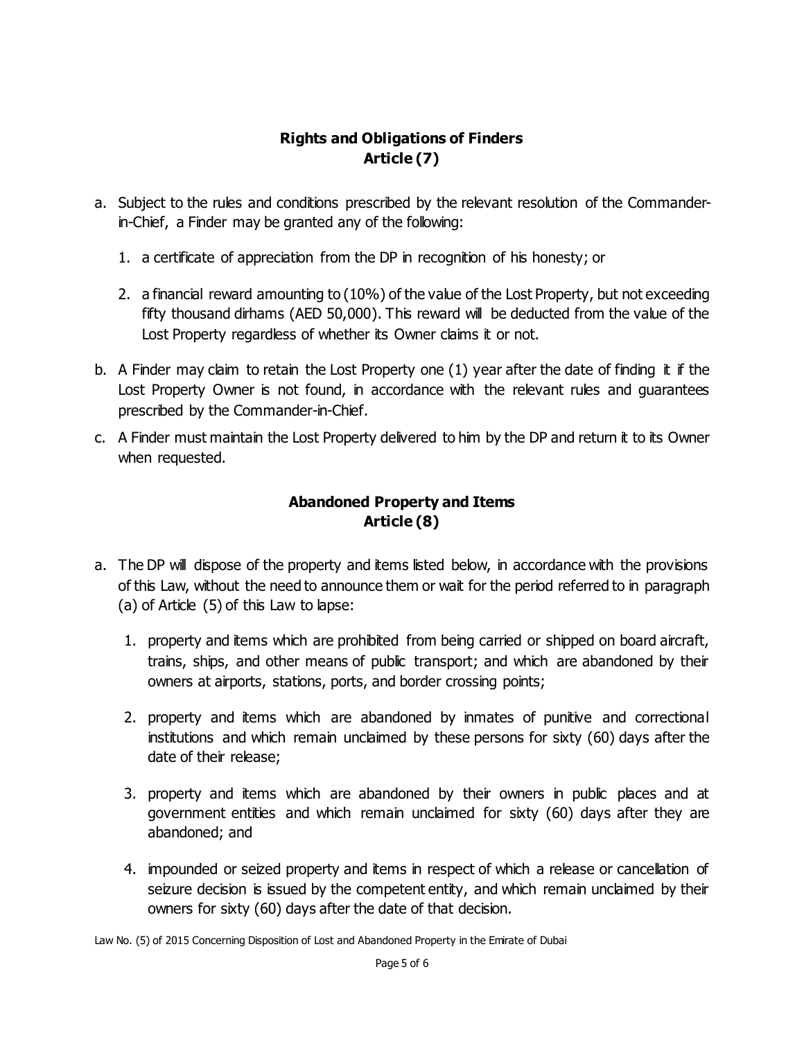## Rights and Obligations of Finders
## Article (7)

a. Subject to the rules and conditions prescribed by the relevant resolution of the Commander-in-Chief, a Finder may be granted any of the following:

   1. a certificate of appreciation from the DP in recognition of his honesty; or

   2. a financial reward amounting to (10%) of the value of the Lost Property, but not exceeding fifty thousand dirhams (AED 50,000). This reward will be deducted from the value of the Lost Property regardless of whether its Owner claims it or not.

b. A Finder may claim to retain the Lost Property one (1) year after the date of finding it if the Lost Property Owner is not found, in accordance with the relevant rules and guarantees prescribed by the Commander-in-Chief.

c. A Finder must maintain the Lost Property delivered to him by the DP and return it to its Owner when requested.

## Abandoned Property and Items
## Article (8)

a. The DP will dispose of the property and items listed below, in accordance with the provisions of this Law, without the need to announce them or wait for the period referred to in paragraph (a) of Article (5) of this Law to lapse:

   1. property and items which are prohibited from being carried or shipped on board aircraft, trains, ships, and other means of public transport; and which are abandoned by their owners at airports, stations, ports, and border crossing points;

   2. property and items which are abandoned by inmates of punitive and correctional institutions and which remain unclaimed by these persons for sixty (60) days after the date of their release;

   3. property and items which are abandoned by their owners in public places and at government entities and which remain unclaimed for sixty (60) days after they are abandoned; and

   4. impounded or seized property and items in respect of which a release or cancellation of seizure decision is issued by the competent entity, and which remain unclaimed by their owners for sixty (60) days after the date of that decision.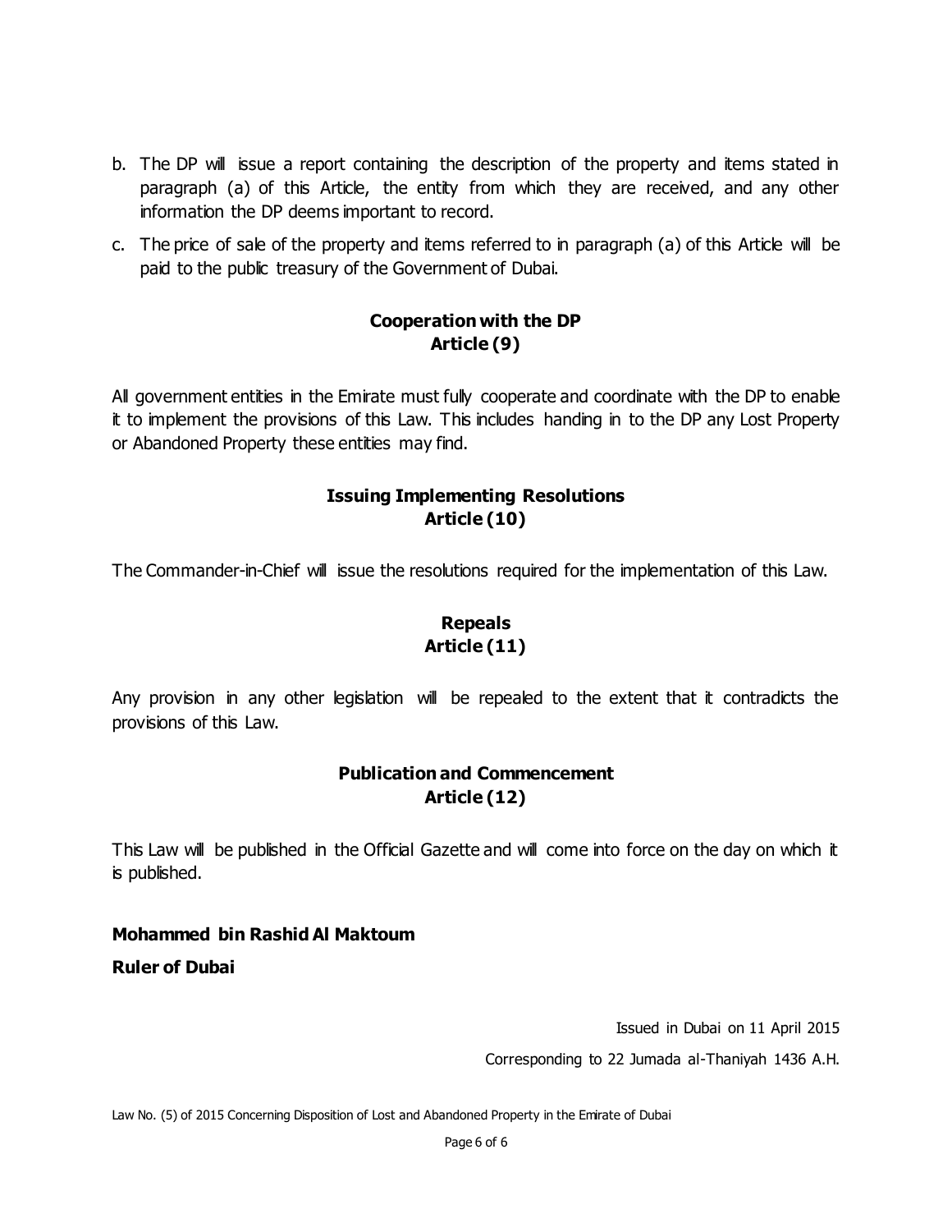b. The DP will issue a report containing the description of the property and items stated in paragraph (a) of this Article, the entity from which they are received, and any other information the DP deems important to record.

c. The price of sale of the property and items referred to in paragraph (a) of this Article will be paid to the public treasury of the Government of Dubai.

## Cooperation with the DP
## Article (9)

All government entities in the Emirate must fully cooperate and coordinate with the DP to enable it to implement the provisions of this Law. This includes handing in to the DP any Lost Property or Abandoned Property these entities may find.

## Issuing Implementing Resolutions
## Article (10)

The Commander-in-Chief will issue the resolutions required for the implementation of this Law.

## Repeals
## Article (11)

Any provision in any other legislation will be repealed to the extent that it contradicts the provisions of this Law.

## Publication and Commencement
## Article (12)

This Law will be published in the Official Gazette and will come into force on the day on which it is published.

**Mohammed bin Rashid Al Maktoum**

**Ruler of Dubai**

Issued in Dubai on 11 April 2015

Corresponding to 22 Jumada al-Thaniyah 1436 A.H.